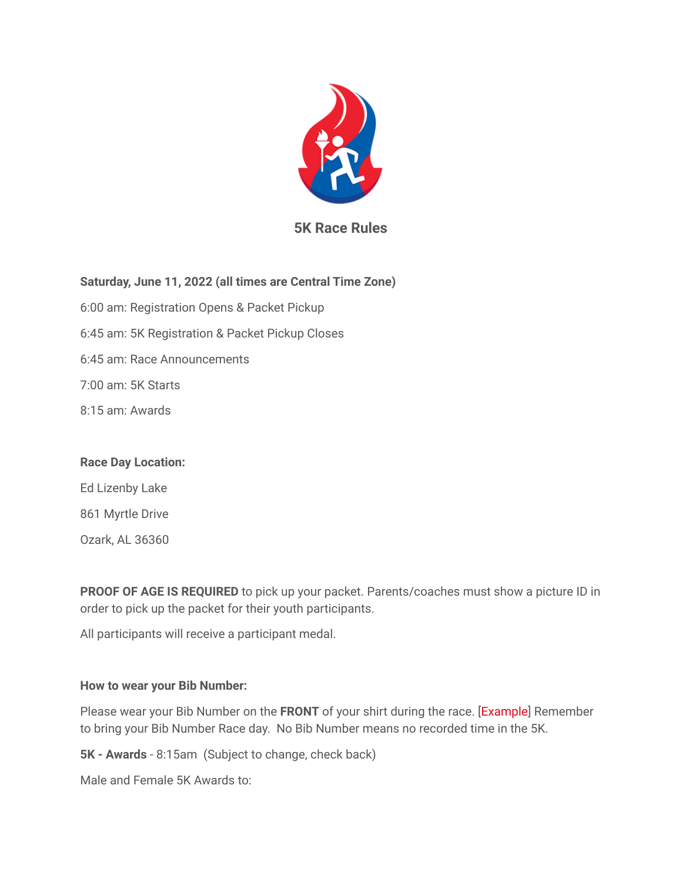# 5K Race Rules

**Saturday, June 11, 2022 (all times are Central Time Zone)**

6:00 am: Registration Opens & Packet Pickup

6:45 am: 5K Registration & Packet Pickup Closes

6:45 am: Race Announcements

7:00 am: 5K Starts

8:15 am: Awards

**Race Day Location:**

Ed Lizenby Lake

861 Myrtle Drive

Ozark, AL 36360

**PROOF OF AGE IS REQUIRED** to pick up your packet. Parents/coaches must show a picture ID in order to pick up the packet for their youth participants.

All participants will receive a participant medal.

**How to wear your Bib Number:**

Please wear your Bib Number on the **FRONT** of your shirt during the race. [Example] Remember to bring your Bib Number Race day. No Bib Number means no recorded time in the 5K.

**5K - Awards** - 8:15am (Subject to change, check back)

Male and Female 5K Awards to: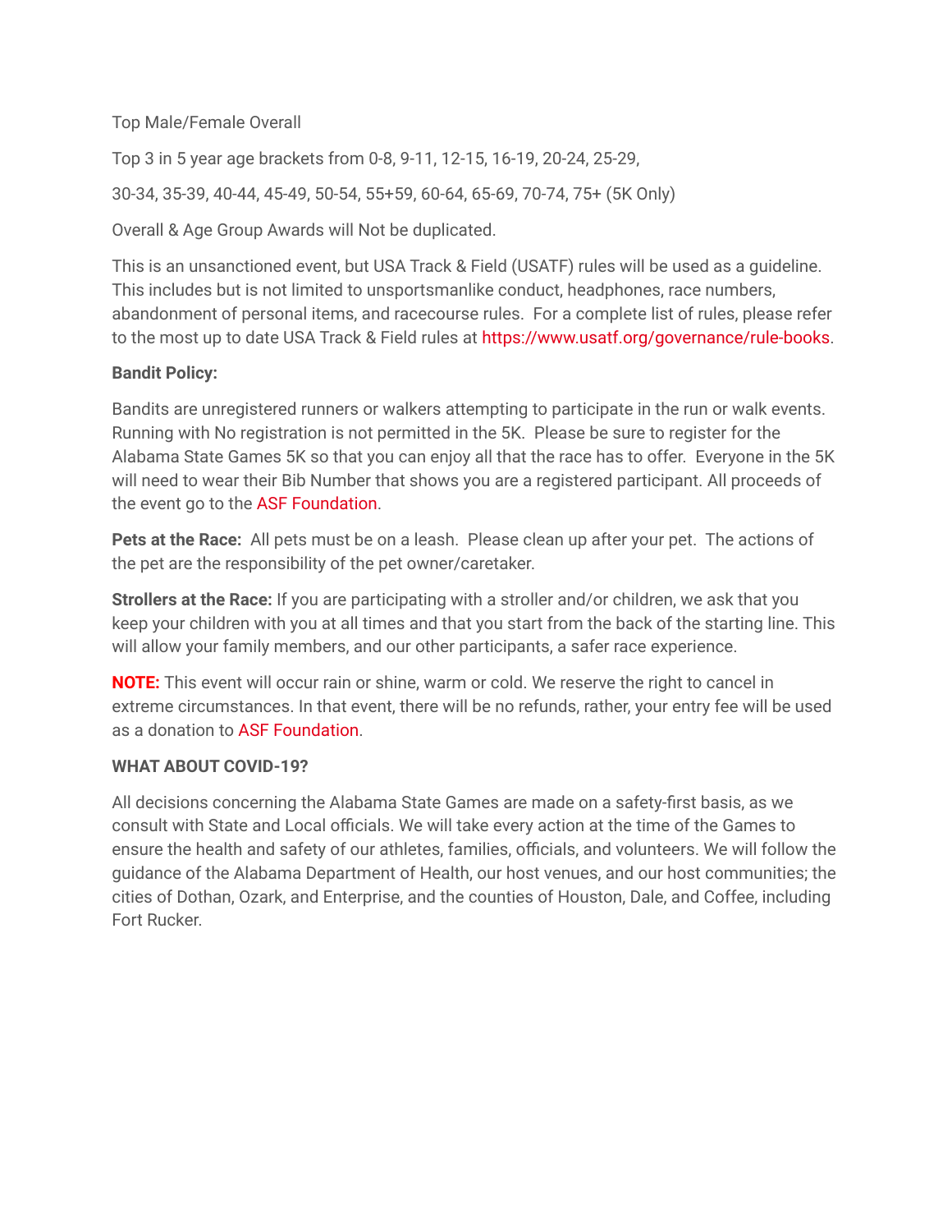Top Male/Female Overall

Top 3 in 5 year age brackets from 0-8, 9-11, 12-15, 16-19, 20-24, 25-29,

30-34, 35-39, 40-44, 45-49, 50-54, 55+59, 60-64, 65-69, 70-74, 75+ (5K Only)

Overall & Age Group Awards will Not be duplicated.

This is an unsanctioned event, but USA Track & Field (USATF) rules will be used as a guideline. This includes but is not limited to unsportsmanlike conduct, headphones, race numbers, abandonment of personal items, and racecourse rules. For a complete list of rules, please refer to the most up to date USA Track & Field rules at https://www.usatf.org/governance/rule-books.

**Bandit Policy:**

Bandits are unregistered runners or walkers attempting to participate in the run or walk events. Running with No registration is not permitted in the 5K. Please be sure to register for the Alabama State Games 5K so that you can enjoy all that the race has to offer. Everyone in the 5K will need to wear their Bib Number that shows you are a registered participant. All proceeds of the event go to the ASF Foundation.

**Pets at the Race:** All pets must be on a leash. Please clean up after your pet. The actions of the pet are the responsibility of the pet owner/caretaker.

**Strollers at the Race:** If you are participating with a stroller and/or children, we ask that you keep your children with you at all times and that you start from the back of the starting line. This will allow your family members, and our other participants, a safer race experience.

**NOTE:** This event will occur rain or shine, warm or cold. We reserve the right to cancel in extreme circumstances. In that event, there will be no refunds, rather, your entry fee will be used as a donation to ASF Foundation.

**WHAT ABOUT COVID-19?**

All decisions concerning the Alabama State Games are made on a safety-first basis, as we consult with State and Local officials. We will take every action at the time of the Games to ensure the health and safety of our athletes, families, officials, and volunteers. We will follow the guidance of the Alabama Department of Health, our host venues, and our host communities; the cities of Dothan, Ozark, and Enterprise, and the counties of Houston, Dale, and Coffee, including Fort Rucker.